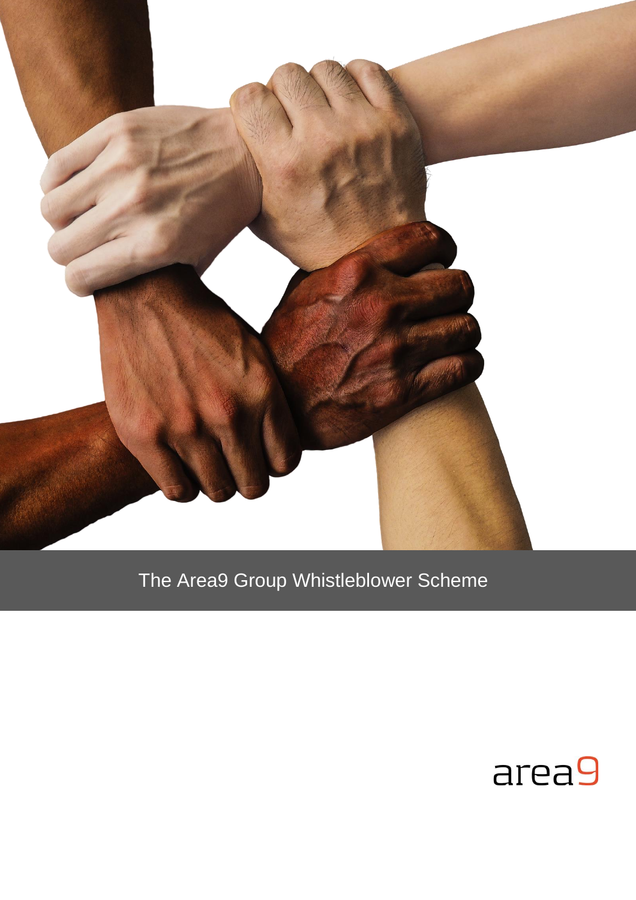# The Area9 Group Whistleblower Scheme

area9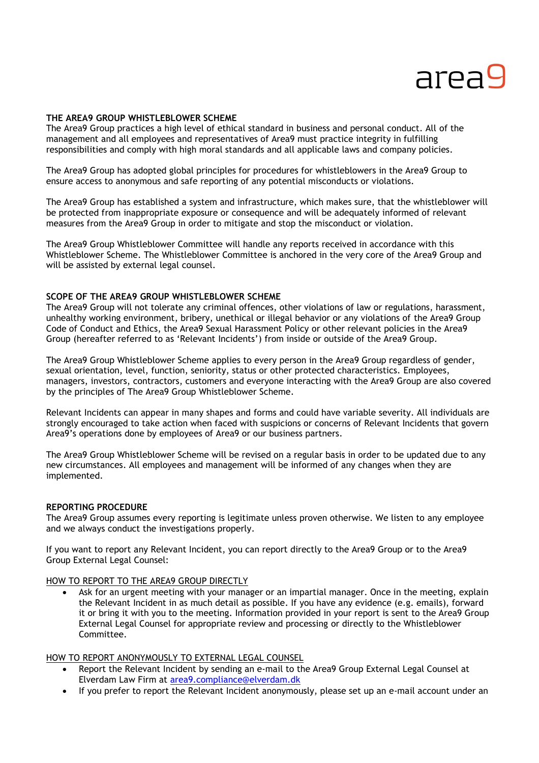# THE AREA9 GROUP WHISTLEBLOWER SCHEME

The Area9 Group practices a high level of ethical standard in business and personal conduct. All of the management and all employees and representatives of Area9 must practice integrity in fulfilling responsibilities and comply with high moral standards and all applicable laws and company policies.

The Area9 Group has adopted global principles for procedures for whistleblowers in the Area9 Group to ensure access to anonymous and safe reporting of any potential misconducts or violations.

The Area9 Group has established a system and infrastructure, which makes sure, that the whistleblower will be protected from inappropriate exposure or consequence and will be adequately informed of relevant measures from the Area9 Group in order to mitigate and stop the misconduct or violation.

The Area9 Group Whistleblower Committee will handle any reports received in accordance with this Whistleblower Scheme. The Whistleblower Committee is anchored in the very core of the Area9 Group and will be assisted by external legal counsel.

## SCOPE OF THE AREA9 GROUP WHISTLEBLOWER SCHEME

The Area9 Group will not tolerate any criminal offences, other violations of law or regulations, harassment, unhealthy working environment, bribery, unethical or illegal behavior or any violations of the Area9 Group Code of Conduct and Ethics, the Area9 Sexual Harassment Policy or other relevant policies in the Area9 Group (hereafter referred to as 'Relevant Incidents') from inside or outside of the Area9 Group.

The Area9 Group Whistleblower Scheme applies to every person in the Area9 Group regardless of gender, sexual orientation, level, function, seniority, status or other protected characteristics. Employees, managers, investors, contractors, customers and everyone interacting with the Area9 Group are also covered by the principles of The Area9 Group Whistleblower Scheme.

Relevant Incidents can appear in many shapes and forms and could have variable severity. All individuals are strongly encouraged to take action when faced with suspicions or concerns of Relevant Incidents that govern Area9's operations done by employees of Area9 or our business partners.

The Area9 Group Whistleblower Scheme will be revised on a regular basis in order to be updated due to any new circumstances. All employees and management will be informed of any changes when they are implemented.

## REPORTING PROCEDURE

The Area9 Group assumes every reporting is legitimate unless proven otherwise. We listen to any employee and we always conduct the investigations properly.

If you want to report any Relevant Incident, you can report directly to the Area9 Group or to the Area9 Group External Legal Counsel:

### HOW TO REPORT TO THE AREA9 GROUP DIRECTLY

- Ask for an urgent meeting with your manager or an impartial manager. Once in the meeting, explain the Relevant Incident in as much detail as possible. If you have any evidence (e.g. emails), forward it or bring it with you to the meeting. Information provided in your report is sent to the Area9 Group External Legal Counsel for appropriate review and processing or directly to the Whistleblower Committee.

### HOW TO REPORT ANONYMOUSLY TO EXTERNAL LEGAL COUNSEL

- Report the Relevant Incident by sending an e-mail to the Area9 Group External Legal Counsel at Elverdam Law Firm at area9.compliance@elverdam.dk
- If you prefer to report the Relevant Incident anonymously, please set up an e-mail account under an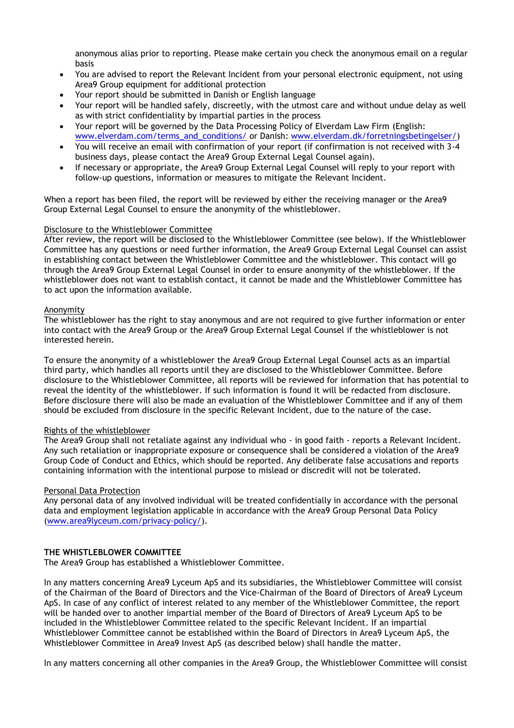anonymous alias prior to reporting. Please make certain you check the anonymous email on a regular basis

- You are advised to report the Relevant Incident from your personal electronic equipment, not using Area9 Group equipment for additional protection
- Your report should be submitted in Danish or English language
- Your report will be handled safely, discreetly, with the utmost care and without undue delay as well as with strict confidentiality by impartial parties in the process
- Your report will be governed by the Data Processing Policy of Elverdam Law Firm (English: [www.elverdam.com/terms_and_conditions/](www.elverdam.com/terms_and_conditions/) or Danish: [www.elverdam.dk/forretningsbetingelser/](www.elverdam.dk/forretningsbetingelser/))
- You will receive an email with confirmation of your report (if confirmation is not received with 3-4 business days, please contact the Area9 Group External Legal Counsel again).
- If necessary or appropriate, the Area9 Group External Legal Counsel will reply to your report with follow-up questions, information or measures to mitigate the Relevant Incident.

When a report has been filed, the report will be reviewed by either the receiving manager or the Area9 Group External Legal Counsel to ensure the anonymity of the whistleblower.

<u>Disclosure to the Whistleblower Committee</u>
After review, the report will be disclosed to the Whistleblower Committee (see below). If the Whistleblower Committee has any questions or need further information, the Area9 Group External Legal Counsel can assist in establishing contact between the Whistleblower Committee and the whistleblower. This contact will go through the Area9 Group External Legal Counsel in order to ensure anonymity of the whistleblower. If the whistleblower does not want to establish contact, it cannot be made and the Whistleblower Committee has to act upon the information available.

<u>Anonymity</u>
The whistleblower has the right to stay anonymous and are not required to give further information or enter into contact with the Area9 Group or the Area9 Group External Legal Counsel if the whistleblower is not interested herein.

To ensure the anonymity of a whistleblower the Area9 Group External Legal Counsel acts as an impartial third party, which handles all reports until they are disclosed to the Whistleblower Committee. Before disclosure to the Whistleblower Committee, all reports will be reviewed for information that has potential to reveal the identity of the whistleblower. If such information is found it will be redacted from disclosure. Before disclosure there will also be made an evaluation of the Whistleblower Committee and if any of them should be excluded from disclosure in the specific Relevant Incident, due to the nature of the case.

<u>Rights of the whistleblower</u>
The Area9 Group shall not retaliate against any individual who - in good faith - reports a Relevant Incident. Any such retaliation or inappropriate exposure or consequence shall be considered a violation of the Area9 Group Code of Conduct and Ethics, which should be reported. Any deliberate false accusations and reports containing information with the intentional purpose to mislead or discredit will not be tolerated.

<u>Personal Data Protection</u>
Any personal data of any involved individual will be treated confidentially in accordance with the personal data and employment legislation applicable in accordance with the Area9 Group Personal Data Policy ([www.area9lyceum.com/privacy-policy/](www.area9lyceum.com/privacy-policy/)).

**THE WHISTLEBLOWER COMMITTEE**
The Area9 Group has established a Whistleblower Committee.

In any matters concerning Area9 Lyceum ApS and its subsidiaries, the Whistleblower Committee will consist of the Chairman of the Board of Directors and the Vice-Chairman of the Board of Directors of Area9 Lyceum ApS. In case of any conflict of interest related to any member of the Whistleblower Committee, the report will be handed over to another impartial member of the Board of Directors of Area9 Lyceum ApS to be included in the Whistleblower Committee related to the specific Relevant Incident. If an impartial Whistleblower Committee cannot be established within the Board of Directors in Area9 Lyceum ApS, the Whistleblower Committee in Area9 Invest ApS (as described below) shall handle the matter.

In any matters concerning all other companies in the Area9 Group, the Whistleblower Committee will consist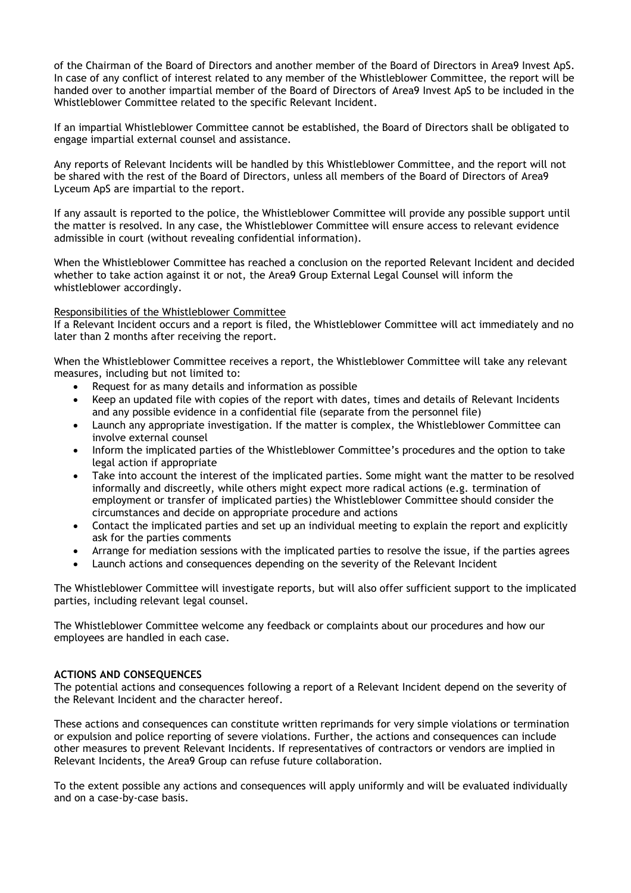of the Chairman of the Board of Directors and another member of the Board of Directors in Area9 Invest ApS. In case of any conflict of interest related to any member of the Whistleblower Committee, the report will be handed over to another impartial member of the Board of Directors of Area9 Invest ApS to be included in the Whistleblower Committee related to the specific Relevant Incident.

If an impartial Whistleblower Committee cannot be established, the Board of Directors shall be obligated to engage impartial external counsel and assistance.

Any reports of Relevant Incidents will be handled by this Whistleblower Committee, and the report will not be shared with the rest of the Board of Directors, unless all members of the Board of Directors of Area9 Lyceum ApS are impartial to the report.

If any assault is reported to the police, the Whistleblower Committee will provide any possible support until the matter is resolved. In any case, the Whistleblower Committee will ensure access to relevant evidence admissible in court (without revealing confidential information).

When the Whistleblower Committee has reached a conclusion on the reported Relevant Incident and decided whether to take action against it or not, the Area9 Group External Legal Counsel will inform the whistleblower accordingly.

Responsibilities of the Whistleblower Committee

If a Relevant Incident occurs and a report is filed, the Whistleblower Committee will act immediately and no later than 2 months after receiving the report.

When the Whistleblower Committee receives a report, the Whistleblower Committee will take any relevant measures, including but not limited to:

- Request for as many details and information as possible
- Keep an updated file with copies of the report with dates, times and details of Relevant Incidents and any possible evidence in a confidential file (separate from the personnel file)
- Launch any appropriate investigation. If the matter is complex, the Whistleblower Committee can involve external counsel
- Inform the implicated parties of the Whistleblower Committee's procedures and the option to take legal action if appropriate
- Take into account the interest of the implicated parties. Some might want the matter to be resolved informally and discreetly, while others might expect more radical actions (e.g. termination of employment or transfer of implicated parties) the Whistleblower Committee should consider the circumstances and decide on appropriate procedure and actions
- Contact the implicated parties and set up an individual meeting to explain the report and explicitly ask for the parties comments
- Arrange for mediation sessions with the implicated parties to resolve the issue, if the parties agrees
- Launch actions and consequences depending on the severity of the Relevant Incident

The Whistleblower Committee will investigate reports, but will also offer sufficient support to the implicated parties, including relevant legal counsel.

The Whistleblower Committee welcome any feedback or complaints about our procedures and how our employees are handled in each case.

**ACTIONS AND CONSEQUENCES**

The potential actions and consequences following a report of a Relevant Incident depend on the severity of the Relevant Incident and the character hereof.

These actions and consequences can constitute written reprimands for very simple violations or termination or expulsion and police reporting of severe violations. Further, the actions and consequences can include other measures to prevent Relevant Incidents. If representatives of contractors or vendors are implied in Relevant Incidents, the Area9 Group can refuse future collaboration.

To the extent possible any actions and consequences will apply uniformly and will be evaluated individually and on a case-by-case basis.